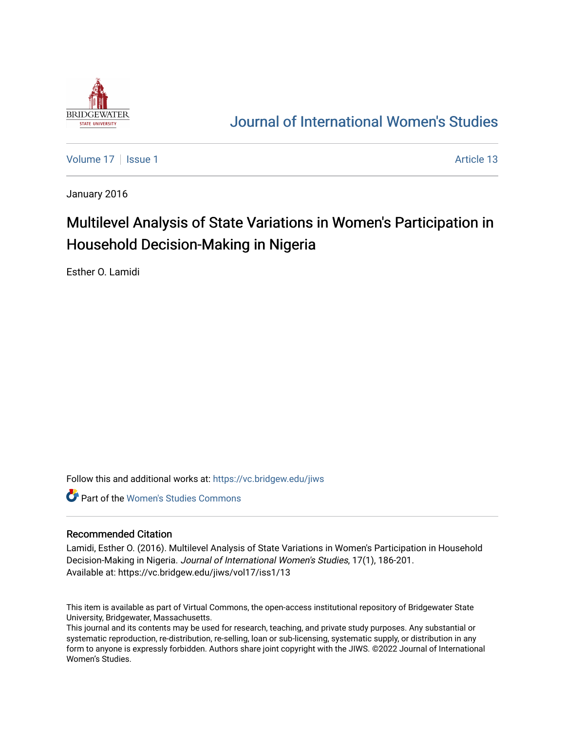# Journal of International Women's Studies

Volume 17 | Issue 1 | Article 13

January 2016

# Multilevel Analysis of State Variations in Women's Participation in Household Decision-Making in Nigeria

Esther O. Lamidi

Follow this and additional works at: https://vc.bridgew.edu/jiws

Part of the Women's Studies Commons

## Recommended Citation

Lamidi, Esther O. (2016). Multilevel Analysis of State Variations in Women's Participation in Household Decision-Making in Nigeria. *Journal of International Women's Studies*, 17(1), 186-201.
Available at: https://vc.bridgew.edu/jiws/vol17/iss1/13

This item is available as part of Virtual Commons, the open-access institutional repository of Bridgewater State University, Bridgewater, Massachusetts.
This journal and its contents may be used for research, teaching, and private study purposes. Any substantial or systematic reproduction, re-distribution, re-selling, loan or sub-licensing, systematic supply, or distribution in any form to anyone is expressly forbidden. Authors share joint copyright with the JIWS. ©2022 Journal of International Women's Studies.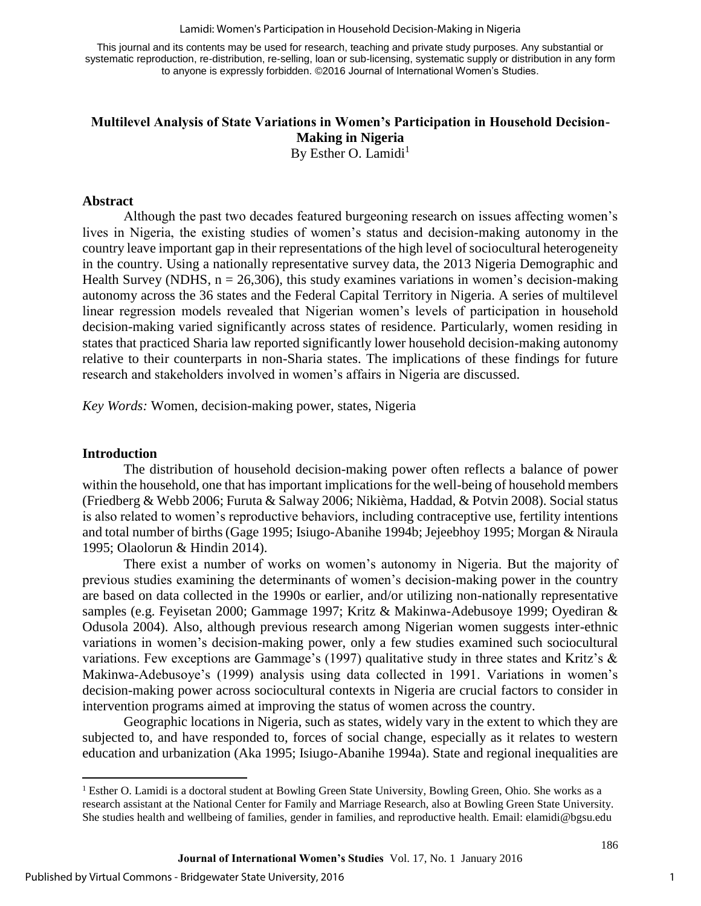This journal and its contents may be used for research, teaching and private study purposes. Any substantial or systematic reproduction, re-distribution, re-selling, loan or sub-licensing, systematic supply or distribution in any form to anyone is expressly forbidden. ©2016 Journal of International Women's Studies.

# Multilevel Analysis of State Variations in Women's Participation in Household Decision-Making in Nigeria

By Esther O. Lamidi[1]

## Abstract

Although the past two decades featured burgeoning research on issues affecting women's lives in Nigeria, the existing studies of women's status and decision-making autonomy in the country leave important gap in their representations of the high level of sociocultural heterogeneity in the country. Using a nationally representative survey data, the 2013 Nigeria Demographic and Health Survey (NDHS, n = 26,306), this study examines variations in women's decision-making autonomy across the 36 states and the Federal Capital Territory in Nigeria. A series of multilevel linear regression models revealed that Nigerian women's levels of participation in household decision-making varied significantly across states of residence. Particularly, women residing in states that practiced Sharia law reported significantly lower household decision-making autonomy relative to their counterparts in non-Sharia states. The implications of these findings for future research and stakeholders involved in women's affairs in Nigeria are discussed.

*Key Words:* Women, decision-making power, states, Nigeria

## Introduction

The distribution of household decision-making power often reflects a balance of power within the household, one that has important implications for the well-being of household members (Friedberg & Webb 2006; Furuta & Salway 2006; Nikièma, Haddad, & Potvin 2008). Social status is also related to women's reproductive behaviors, including contraceptive use, fertility intentions and total number of births (Gage 1995; Isiugo-Abanihe 1994b; Jejeebhoy 1995; Morgan & Niraula 1995; Olaolorun & Hindin 2014).

There exist a number of works on women's autonomy in Nigeria. But the majority of previous studies examining the determinants of women's decision-making power in the country are based on data collected in the 1990s or earlier, and/or utilizing non-nationally representative samples (e.g. Feyisetan 2000; Gammage 1997; Kritz & Makinwa-Adebusoye 1999; Oyediran & Odusola 2004). Also, although previous research among Nigerian women suggests inter-ethnic variations in women's decision-making power, only a few studies examined such sociocultural variations. Few exceptions are Gammage's (1997) qualitative study in three states and Kritz's & Makinwa-Adebusoye's (1999) analysis using data collected in 1991. Variations in women's decision-making power across sociocultural contexts in Nigeria are crucial factors to consider in intervention programs aimed at improving the status of women across the country.

Geographic locations in Nigeria, such as states, widely vary in the extent to which they are subjected to, and have responded to, forces of social change, especially as it relates to western education and urbanization (Aka 1995; Isiugo-Abanihe 1994a). State and regional inequalities are

[1] Esther O. Lamidi is a doctoral student at Bowling Green State University, Bowling Green, Ohio. She works as a research assistant at the National Center for Family and Marriage Research, also at Bowling Green State University. She studies health and wellbeing of families, gender in families, and reproductive health. Email: elamidi@bgsu.edu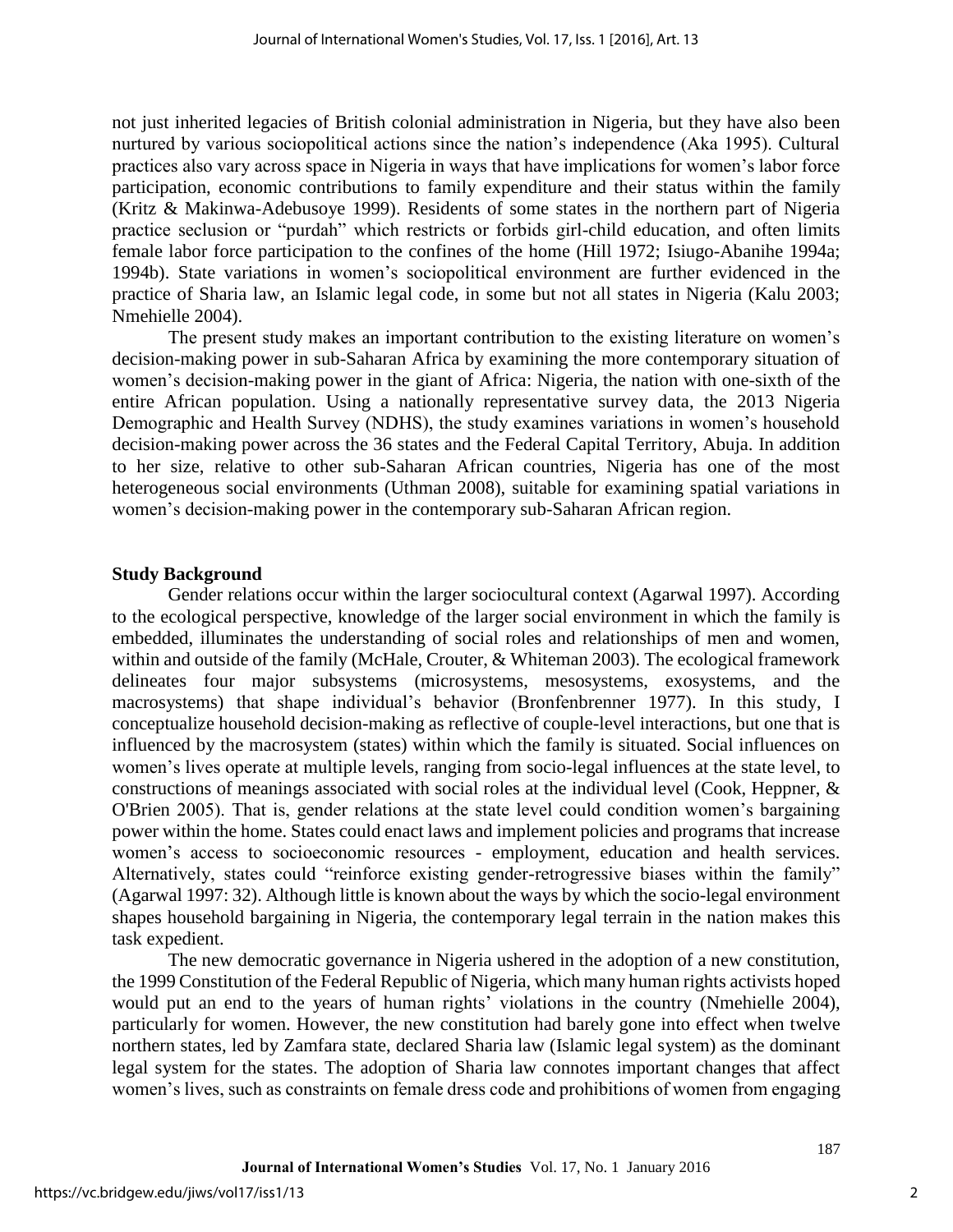not just inherited legacies of British colonial administration in Nigeria, but they have also been nurtured by various sociopolitical actions since the nation's independence (Aka 1995). Cultural practices also vary across space in Nigeria in ways that have implications for women's labor force participation, economic contributions to family expenditure and their status within the family (Kritz & Makinwa-Adebusoye 1999). Residents of some states in the northern part of Nigeria practice seclusion or "purdah" which restricts or forbids girl-child education, and often limits female labor force participation to the confines of the home (Hill 1972; Isiugo-Abanihe 1994a; 1994b). State variations in women's sociopolitical environment are further evidenced in the practice of Sharia law, an Islamic legal code, in some but not all states in Nigeria (Kalu 2003; Nmehielle 2004).

The present study makes an important contribution to the existing literature on women's decision-making power in sub-Saharan Africa by examining the more contemporary situation of women's decision-making power in the giant of Africa: Nigeria, the nation with one-sixth of the entire African population. Using a nationally representative survey data, the 2013 Nigeria Demographic and Health Survey (NDHS), the study examines variations in women's household decision-making power across the 36 states and the Federal Capital Territory, Abuja. In addition to her size, relative to other sub-Saharan African countries, Nigeria has one of the most heterogeneous social environments (Uthman 2008), suitable for examining spatial variations in women's decision-making power in the contemporary sub-Saharan African region.

## Study Background

Gender relations occur within the larger sociocultural context (Agarwal 1997). According to the ecological perspective, knowledge of the larger social environment in which the family is embedded, illuminates the understanding of social roles and relationships of men and women, within and outside of the family (McHale, Crouter, & Whiteman 2003). The ecological framework delineates four major subsystems (microsystems, mesosystems, exosystems, and the macrosystems) that shape individual's behavior (Bronfenbrenner 1977). In this study, I conceptualize household decision-making as reflective of couple-level interactions, but one that is influenced by the macrosystem (states) within which the family is situated. Social influences on women's lives operate at multiple levels, ranging from socio-legal influences at the state level, to constructions of meanings associated with social roles at the individual level (Cook, Heppner, & O'Brien 2005). That is, gender relations at the state level could condition women's bargaining power within the home. States could enact laws and implement policies and programs that increase women's access to socioeconomic resources - employment, education and health services. Alternatively, states could "reinforce existing gender-retrogressive biases within the family" (Agarwal 1997: 32). Although little is known about the ways by which the socio-legal environment shapes household bargaining in Nigeria, the contemporary legal terrain in the nation makes this task expedient.

The new democratic governance in Nigeria ushered in the adoption of a new constitution, the 1999 Constitution of the Federal Republic of Nigeria, which many human rights activists hoped would put an end to the years of human rights' violations in the country (Nmehielle 2004), particularly for women. However, the new constitution had barely gone into effect when twelve northern states, led by Zamfara state, declared Sharia law (Islamic legal system) as the dominant legal system for the states. The adoption of Sharia law connotes important changes that affect women's lives, such as constraints on female dress code and prohibitions of women from engaging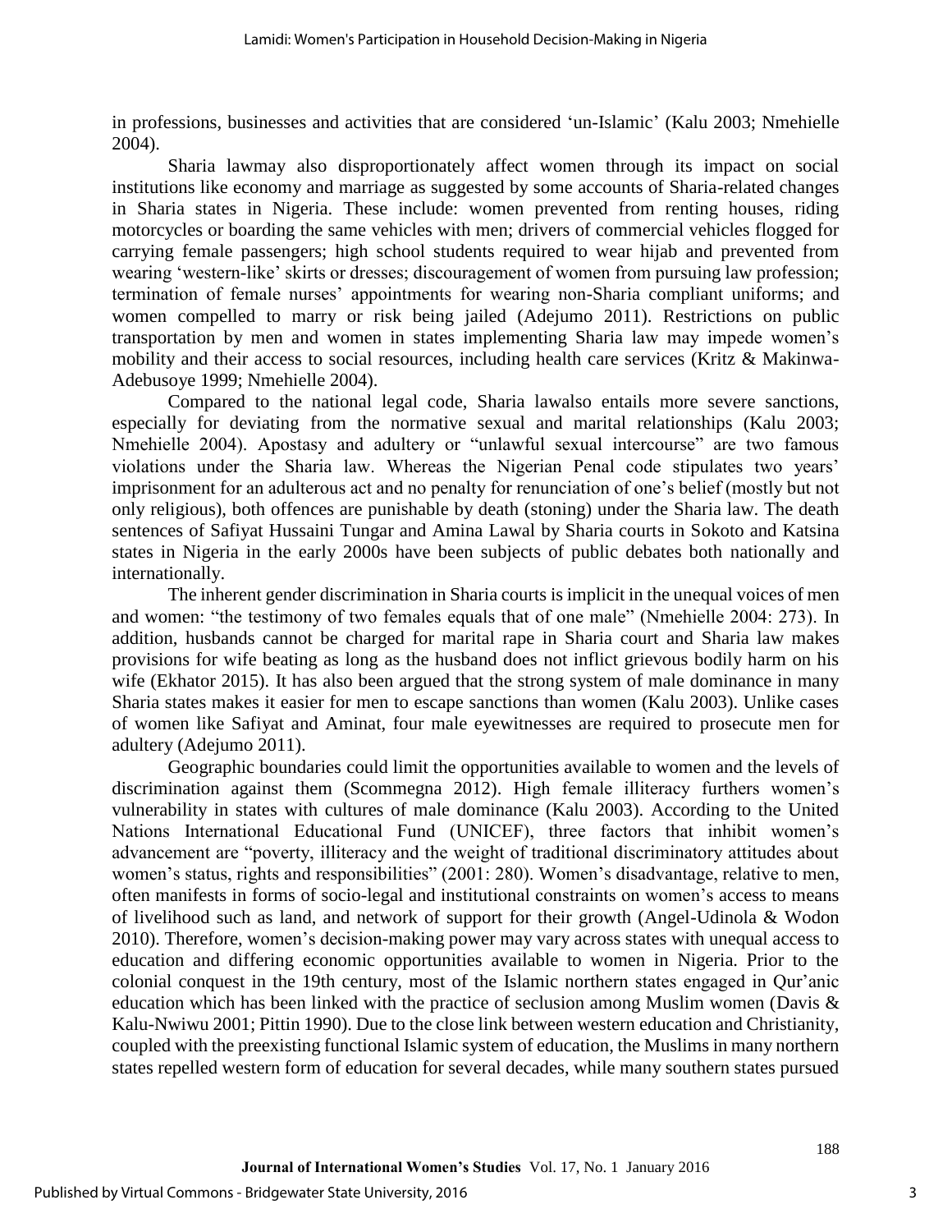in professions, businesses and activities that are considered 'un-Islamic' (Kalu 2003; Nmehielle 2004).

Sharia lawmay also disproportionately affect women through its impact on social institutions like economy and marriage as suggested by some accounts of Sharia-related changes in Sharia states in Nigeria. These include: women prevented from renting houses, riding motorcycles or boarding the same vehicles with men; drivers of commercial vehicles flogged for carrying female passengers; high school students required to wear hijab and prevented from wearing 'western-like' skirts or dresses; discouragement of women from pursuing law profession; termination of female nurses' appointments for wearing non-Sharia compliant uniforms; and women compelled to marry or risk being jailed (Adejumo 2011). Restrictions on public transportation by men and women in states implementing Sharia law may impede women's mobility and their access to social resources, including health care services (Kritz & Makinwa-Adebusoye 1999; Nmehielle 2004).

Compared to the national legal code, Sharia lawalso entails more severe sanctions, especially for deviating from the normative sexual and marital relationships (Kalu 2003; Nmehielle 2004). Apostasy and adultery or "unlawful sexual intercourse" are two famous violations under the Sharia law. Whereas the Nigerian Penal code stipulates two years' imprisonment for an adulterous act and no penalty for renunciation of one's belief (mostly but not only religious), both offences are punishable by death (stoning) under the Sharia law. The death sentences of Safiyat Hussaini Tungar and Amina Lawal by Sharia courts in Sokoto and Katsina states in Nigeria in the early 2000s have been subjects of public debates both nationally and internationally.

The inherent gender discrimination in Sharia courts is implicit in the unequal voices of men and women: "the testimony of two females equals that of one male" (Nmehielle 2004: 273). In addition, husbands cannot be charged for marital rape in Sharia court and Sharia law makes provisions for wife beating as long as the husband does not inflict grievous bodily harm on his wife (Ekhator 2015). It has also been argued that the strong system of male dominance in many Sharia states makes it easier for men to escape sanctions than women (Kalu 2003). Unlike cases of women like Safiyat and Aminat, four male eyewitnesses are required to prosecute men for adultery (Adejumo 2011).

Geographic boundaries could limit the opportunities available to women and the levels of discrimination against them (Scommegna 2012). High female illiteracy furthers women's vulnerability in states with cultures of male dominance (Kalu 2003). According to the United Nations International Educational Fund (UNICEF), three factors that inhibit women's advancement are "poverty, illiteracy and the weight of traditional discriminatory attitudes about women's status, rights and responsibilities" (2001: 280). Women's disadvantage, relative to men, often manifests in forms of socio-legal and institutional constraints on women's access to means of livelihood such as land, and network of support for their growth (Angel-Udinola & Wodon 2010). Therefore, women's decision-making power may vary across states with unequal access to education and differing economic opportunities available to women in Nigeria. Prior to the colonial conquest in the 19th century, most of the Islamic northern states engaged in Qur'anic education which has been linked with the practice of seclusion among Muslim women (Davis & Kalu-Nwiwu 2001; Pittin 1990). Due to the close link between western education and Christianity, coupled with the preexisting functional Islamic system of education, the Muslims in many northern states repelled western form of education for several decades, while many southern states pursued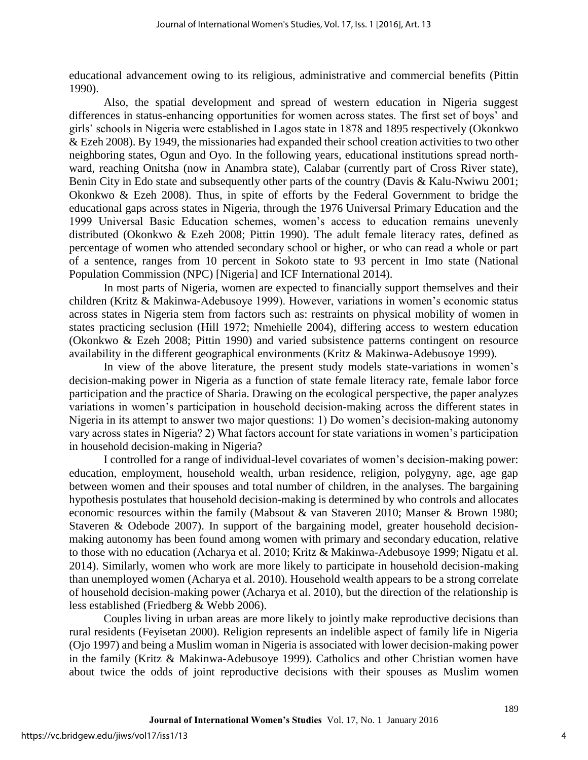educational advancement owing to its religious, administrative and commercial benefits (Pittin 1990).

Also, the spatial development and spread of western education in Nigeria suggest differences in status-enhancing opportunities for women across states. The first set of boys' and girls' schools in Nigeria were established in Lagos state in 1878 and 1895 respectively (Okonkwo & Ezeh 2008). By 1949, the missionaries had expanded their school creation activities to two other neighboring states, Ogun and Oyo. In the following years, educational institutions spread northward, reaching Onitsha (now in Anambra state), Calabar (currently part of Cross River state), Benin City in Edo state and subsequently other parts of the country (Davis & Kalu-Nwiwu 2001; Okonkwo & Ezeh 2008). Thus, in spite of efforts by the Federal Government to bridge the educational gaps across states in Nigeria, through the 1976 Universal Primary Education and the 1999 Universal Basic Education schemes, women's access to education remains unevenly distributed (Okonkwo & Ezeh 2008; Pittin 1990). The adult female literacy rates, defined as percentage of women who attended secondary school or higher, or who can read a whole or part of a sentence, ranges from 10 percent in Sokoto state to 93 percent in Imo state (National Population Commission (NPC) [Nigeria] and ICF International 2014).

In most parts of Nigeria, women are expected to financially support themselves and their children (Kritz & Makinwa-Adebusoye 1999). However, variations in women's economic status across states in Nigeria stem from factors such as: restraints on physical mobility of women in states practicing seclusion (Hill 1972; Nmehielle 2004), differing access to western education (Okonkwo & Ezeh 2008; Pittin 1990) and varied subsistence patterns contingent on resource availability in the different geographical environments (Kritz & Makinwa-Adebusoye 1999).

In view of the above literature, the present study models state-variations in women's decision-making power in Nigeria as a function of state female literacy rate, female labor force participation and the practice of Sharia. Drawing on the ecological perspective, the paper analyzes variations in women's participation in household decision-making across the different states in Nigeria in its attempt to answer two major questions: 1) Do women's decision-making autonomy vary across states in Nigeria? 2) What factors account for state variations in women's participation in household decision-making in Nigeria?

I controlled for a range of individual-level covariates of women's decision-making power: education, employment, household wealth, urban residence, religion, polygyny, age, age gap between women and their spouses and total number of children, in the analyses. The bargaining hypothesis postulates that household decision-making is determined by who controls and allocates economic resources within the family (Mabsout & van Staveren 2010; Manser & Brown 1980; Staveren & Odebode 2007). In support of the bargaining model, greater household decision-making autonomy has been found among women with primary and secondary education, relative to those with no education (Acharya et al. 2010; Kritz & Makinwa-Adebusoye 1999; Nigatu et al. 2014). Similarly, women who work are more likely to participate in household decision-making than unemployed women (Acharya et al. 2010). Household wealth appears to be a strong correlate of household decision-making power (Acharya et al. 2010), but the direction of the relationship is less established (Friedberg & Webb 2006).

Couples living in urban areas are more likely to jointly make reproductive decisions than rural residents (Feyisetan 2000). Religion represents an indelible aspect of family life in Nigeria (Ojo 1997) and being a Muslim woman in Nigeria is associated with lower decision-making power in the family (Kritz & Makinwa-Adebusoye 1999). Catholics and other Christian women have about twice the odds of joint reproductive decisions with their spouses as Muslim women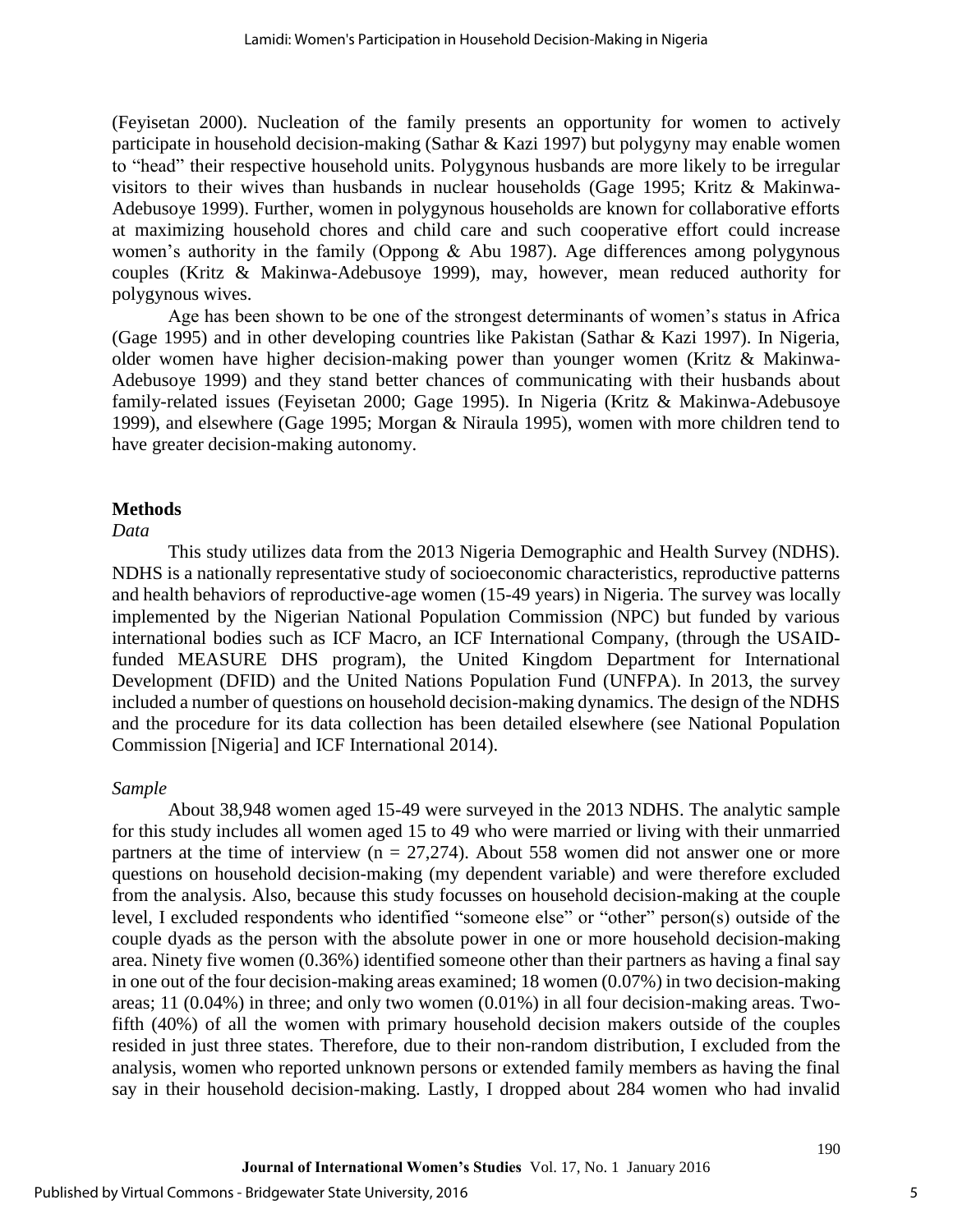(Feyisetan 2000). Nucleation of the family presents an opportunity for women to actively participate in household decision-making (Sathar & Kazi 1997) but polygyny may enable women to "head" their respective household units. Polygynous husbands are more likely to be irregular visitors to their wives than husbands in nuclear households (Gage 1995; Kritz & Makinwa-Adebusoye 1999). Further, women in polygynous households are known for collaborative efforts at maximizing household chores and child care and such cooperative effort could increase women's authority in the family (Oppong & Abu 1987). Age differences among polygynous couples (Kritz & Makinwa-Adebusoye 1999), may, however, mean reduced authority for polygynous wives.

Age has been shown to be one of the strongest determinants of women's status in Africa (Gage 1995) and in other developing countries like Pakistan (Sathar & Kazi 1997). In Nigeria, older women have higher decision-making power than younger women (Kritz & Makinwa-Adebusoye 1999) and they stand better chances of communicating with their husbands about family-related issues (Feyisetan 2000; Gage 1995). In Nigeria (Kritz & Makinwa-Adebusoye 1999), and elsewhere (Gage 1995; Morgan & Niraula 1995), women with more children tend to have greater decision-making autonomy.

## Methods

### *Data*

This study utilizes data from the 2013 Nigeria Demographic and Health Survey (NDHS). NDHS is a nationally representative study of socioeconomic characteristics, reproductive patterns and health behaviors of reproductive-age women (15-49 years) in Nigeria. The survey was locally implemented by the Nigerian National Population Commission (NPC) but funded by various international bodies such as ICF Macro, an ICF International Company, (through the USAID-funded MEASURE DHS program), the United Kingdom Department for International Development (DFID) and the United Nations Population Fund (UNFPA). In 2013, the survey included a number of questions on household decision-making dynamics. The design of the NDHS and the procedure for its data collection has been detailed elsewhere (see National Population Commission [Nigeria] and ICF International 2014).

### *Sample*

About 38,948 women aged 15-49 were surveyed in the 2013 NDHS. The analytic sample for this study includes all women aged 15 to 49 who were married or living with their unmarried partners at the time of interview (n = 27,274). About 558 women did not answer one or more questions on household decision-making (my dependent variable) and were therefore excluded from the analysis. Also, because this study focusses on household decision-making at the couple level, I excluded respondents who identified "someone else" or "other" person(s) outside of the couple dyads as the person with the absolute power in one or more household decision-making area. Ninety five women (0.36%) identified someone other than their partners as having a final say in one out of the four decision-making areas examined; 18 women (0.07%) in two decision-making areas; 11 (0.04%) in three; and only two women (0.01%) in all four decision-making areas. Two-fifth (40%) of all the women with primary household decision makers outside of the couples resided in just three states. Therefore, due to their non-random distribution, I excluded from the analysis, women who reported unknown persons or extended family members as having the final say in their household decision-making. Lastly, I dropped about 284 women who had invalid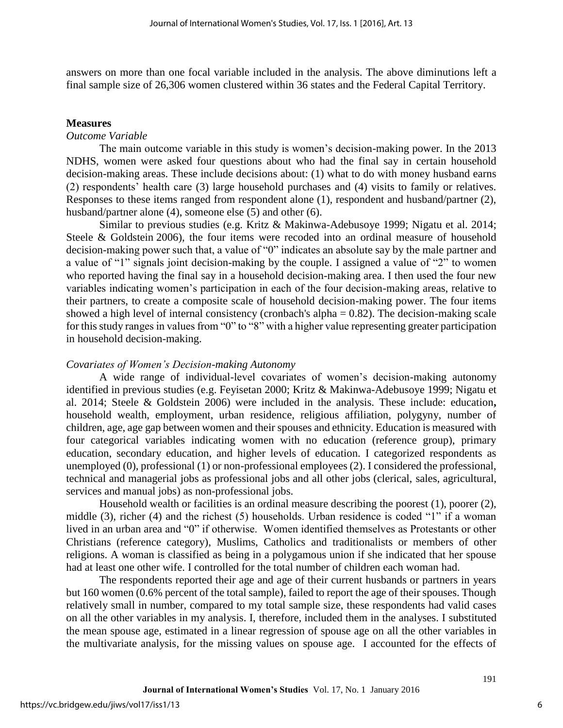answers on more than one focal variable included in the analysis. The above diminutions left a final sample size of 26,306 women clustered within 36 states and the Federal Capital Territory.

## Measures

### *Outcome Variable*

The main outcome variable in this study is women's decision-making power. In the 2013 NDHS, women were asked four questions about who had the final say in certain household decision-making areas. These include decisions about: (1) what to do with money husband earns (2) respondents' health care (3) large household purchases and (4) visits to family or relatives. Responses to these items ranged from respondent alone (1), respondent and husband/partner (2), husband/partner alone (4), someone else (5) and other (6).

Similar to previous studies (e.g. Kritz & Makinwa-Adebusoye 1999; Nigatu et al. 2014; Steele & Goldstein 2006), the four items were recoded into an ordinal measure of household decision-making power such that, a value of "0" indicates an absolute say by the male partner and a value of "1" signals joint decision-making by the couple. I assigned a value of "2" to women who reported having the final say in a household decision-making area. I then used the four new variables indicating women's participation in each of the four decision-making areas, relative to their partners, to create a composite scale of household decision-making power. The four items showed a high level of internal consistency (cronbach's alpha = 0.82). The decision-making scale for this study ranges in values from "0" to "8" with a higher value representing greater participation in household decision-making.

### *Covariates of Women's Decision-making Autonomy*

A wide range of individual-level covariates of women's decision-making autonomy identified in previous studies (e.g. Feyisetan 2000; Kritz & Makinwa-Adebusoye 1999; Nigatu et al. 2014; Steele & Goldstein 2006) were included in the analysis. These include: education**,** household wealth, employment, urban residence, religious affiliation, polygyny, number of children, age, age gap between women and their spouses and ethnicity. Education is measured with four categorical variables indicating women with no education (reference group), primary education, secondary education, and higher levels of education. I categorized respondents as unemployed (0), professional (1) or non-professional employees (2). I considered the professional, technical and managerial jobs as professional jobs and all other jobs (clerical, sales, agricultural, services and manual jobs) as non-professional jobs.

Household wealth or facilities is an ordinal measure describing the poorest (1), poorer (2), middle (3), richer (4) and the richest (5) households. Urban residence is coded "1" if a woman lived in an urban area and "0" if otherwise. Women identified themselves as Protestants or other Christians (reference category), Muslims, Catholics and traditionalists or members of other religions. A woman is classified as being in a polygamous union if she indicated that her spouse had at least one other wife. I controlled for the total number of children each woman had.

The respondents reported their age and age of their current husbands or partners in years but 160 women (0.6% percent of the total sample), failed to report the age of their spouses. Though relatively small in number, compared to my total sample size, these respondents had valid cases on all the other variables in my analysis. I, therefore, included them in the analyses. I substituted the mean spouse age, estimated in a linear regression of spouse age on all the other variables in the multivariate analysis, for the missing values on spouse age. I accounted for the effects of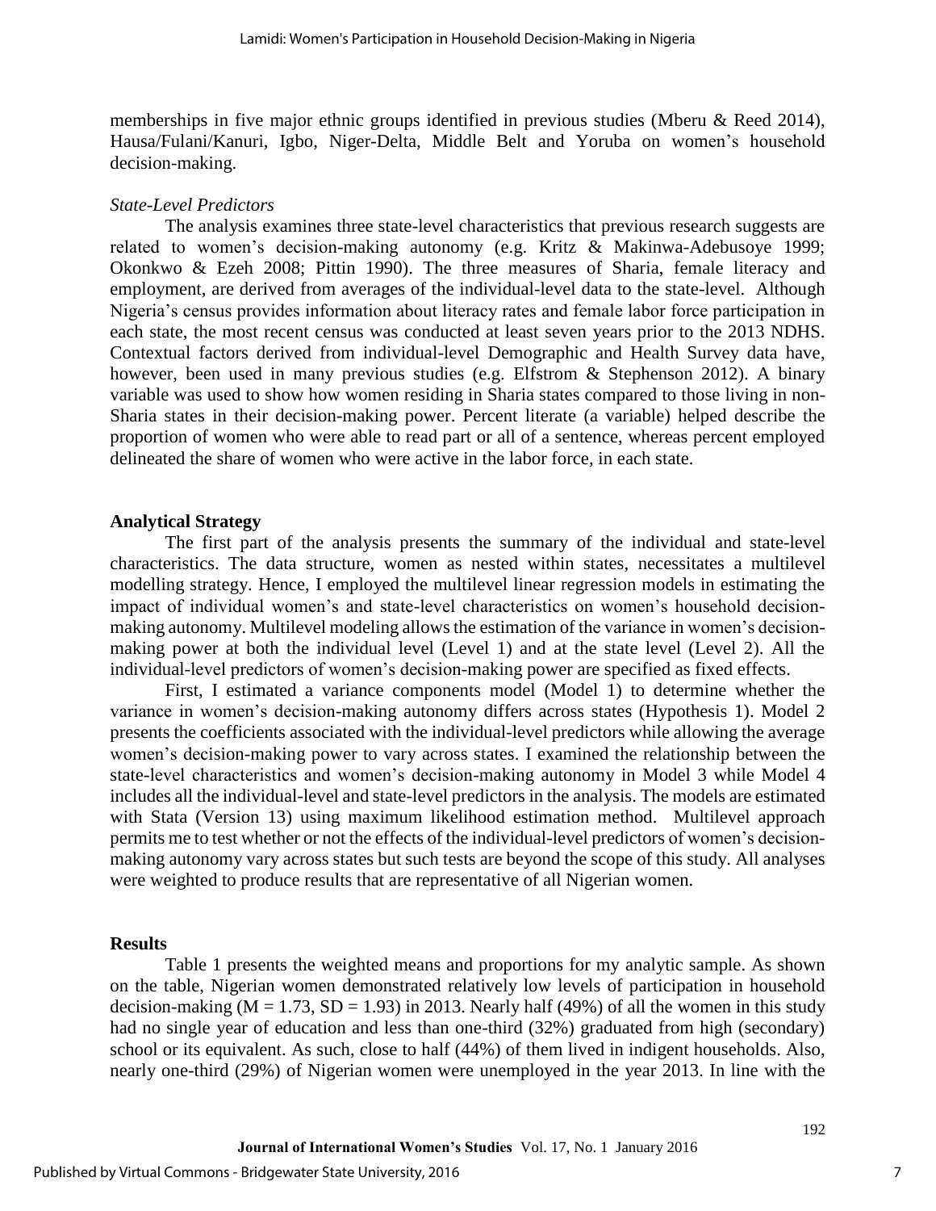memberships in five major ethnic groups identified in previous studies (Mberu & Reed 2014), Hausa/Fulani/Kanuri, Igbo, Niger-Delta, Middle Belt and Yoruba on women's household decision-making.

*State-Level Predictors*

The analysis examines three state-level characteristics that previous research suggests are related to women's decision-making autonomy (e.g. Kritz & Makinwa-Adebusoye 1999; Okonkwo & Ezeh 2008; Pittin 1990). The three measures of Sharia, female literacy and employment, are derived from averages of the individual-level data to the state-level. Although Nigeria's census provides information about literacy rates and female labor force participation in each state, the most recent census was conducted at least seven years prior to the 2013 NDHS. Contextual factors derived from individual-level Demographic and Health Survey data have, however, been used in many previous studies (e.g. Elfstrom & Stephenson 2012). A binary variable was used to show how women residing in Sharia states compared to those living in non-Sharia states in their decision-making power. Percent literate (a variable) helped describe the proportion of women who were able to read part or all of a sentence, whereas percent employed delineated the share of women who were active in the labor force, in each state.

## Analytical Strategy

The first part of the analysis presents the summary of the individual and state-level characteristics. The data structure, women as nested within states, necessitates a multilevel modelling strategy. Hence, I employed the multilevel linear regression models in estimating the impact of individual women's and state-level characteristics on women's household decision-making autonomy. Multilevel modeling allows the estimation of the variance in women's decision-making power at both the individual level (Level 1) and at the state level (Level 2). All the individual-level predictors of women's decision-making power are specified as fixed effects.

First, I estimated a variance components model (Model 1) to determine whether the variance in women's decision-making autonomy differs across states (Hypothesis 1). Model 2 presents the coefficients associated with the individual-level predictors while allowing the average women's decision-making power to vary across states. I examined the relationship between the state-level characteristics and women's decision-making autonomy in Model 3 while Model 4 includes all the individual-level and state-level predictors in the analysis. The models are estimated with Stata (Version 13) using maximum likelihood estimation method. Multilevel approach permits me to test whether or not the effects of the individual-level predictors of women's decision-making autonomy vary across states but such tests are beyond the scope of this study. All analyses were weighted to produce results that are representative of all Nigerian women.

## Results

Table 1 presents the weighted means and proportions for my analytic sample. As shown on the table, Nigerian women demonstrated relatively low levels of participation in household decision-making ($M = 1.73$, $SD = 1.93$) in 2013. Nearly half (49%) of all the women in this study had no single year of education and less than one-third (32%) graduated from high (secondary) school or its equivalent. As such, close to half (44%) of them lived in indigent households. Also, nearly one-third (29%) of Nigerian women were unemployed in the year 2013. In line with the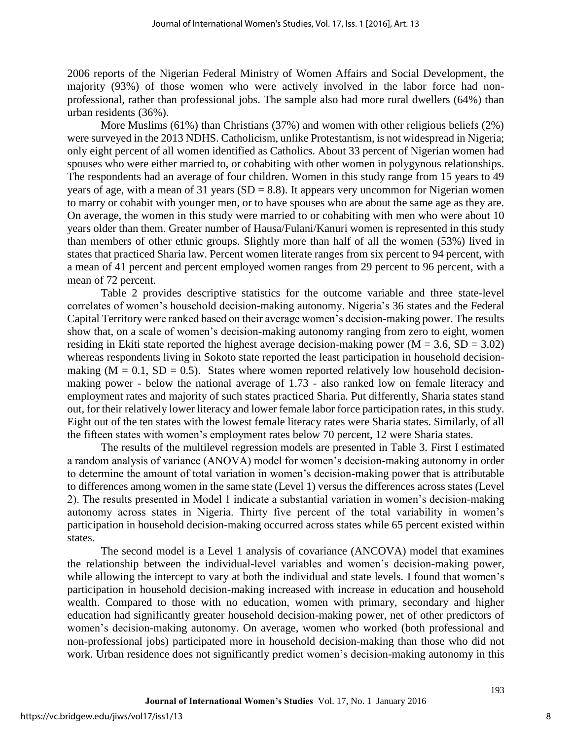2006 reports of the Nigerian Federal Ministry of Women Affairs and Social Development, the majority (93%) of those women who were actively involved in the labor force had non-professional, rather than professional jobs. The sample also had more rural dwellers (64%) than urban residents (36%).

More Muslims (61%) than Christians (37%) and women with other religious beliefs (2%) were surveyed in the 2013 NDHS. Catholicism, unlike Protestantism, is not widespread in Nigeria; only eight percent of all women identified as Catholics. About 33 percent of Nigerian women had spouses who were either married to, or cohabiting with other women in polygynous relationships. The respondents had an average of four children. Women in this study range from 15 years to 49 years of age, with a mean of 31 years (SD = 8.8). It appears very uncommon for Nigerian women to marry or cohabit with younger men, or to have spouses who are about the same age as they are. On average, the women in this study were married to or cohabiting with men who were about 10 years older than them. Greater number of Hausa/Fulani/Kanuri women is represented in this study than members of other ethnic groups. Slightly more than half of all the women (53%) lived in states that practiced Sharia law. Percent women literate ranges from six percent to 94 percent, with a mean of 41 percent and percent employed women ranges from 29 percent to 96 percent, with a mean of 72 percent.

Table 2 provides descriptive statistics for the outcome variable and three state-level correlates of women's household decision-making autonomy. Nigeria's 36 states and the Federal Capital Territory were ranked based on their average women's decision-making power. The results show that, on a scale of women's decision-making autonomy ranging from zero to eight, women residing in Ekiti state reported the highest average decision-making power (M = 3.6, SD = 3.02) whereas respondents living in Sokoto state reported the least participation in household decision-making (M = 0.1, SD = 0.5). States where women reported relatively low household decision-making power - below the national average of 1.73 - also ranked low on female literacy and employment rates and majority of such states practiced Sharia. Put differently, Sharia states stand out, for their relatively lower literacy and lower female labor force participation rates, in this study. Eight out of the ten states with the lowest female literacy rates were Sharia states. Similarly, of all the fifteen states with women's employment rates below 70 percent, 12 were Sharia states.

The results of the multilevel regression models are presented in Table 3. First I estimated a random analysis of variance (ANOVA) model for women's decision-making autonomy in order to determine the amount of total variation in women's decision-making power that is attributable to differences among women in the same state (Level 1) versus the differences across states (Level 2). The results presented in Model 1 indicate a substantial variation in women's decision-making autonomy across states in Nigeria. Thirty five percent of the total variability in women's participation in household decision-making occurred across states while 65 percent existed within states.

The second model is a Level 1 analysis of covariance (ANCOVA) model that examines the relationship between the individual-level variables and women's decision-making power, while allowing the intercept to vary at both the individual and state levels. I found that women's participation in household decision-making increased with increase in education and household wealth. Compared to those with no education, women with primary, secondary and higher education had significantly greater household decision-making power, net of other predictors of women's decision-making autonomy. On average, women who worked (both professional and non-professional jobs) participated more in household decision-making than those who did not work. Urban residence does not significantly predict women's decision-making autonomy in this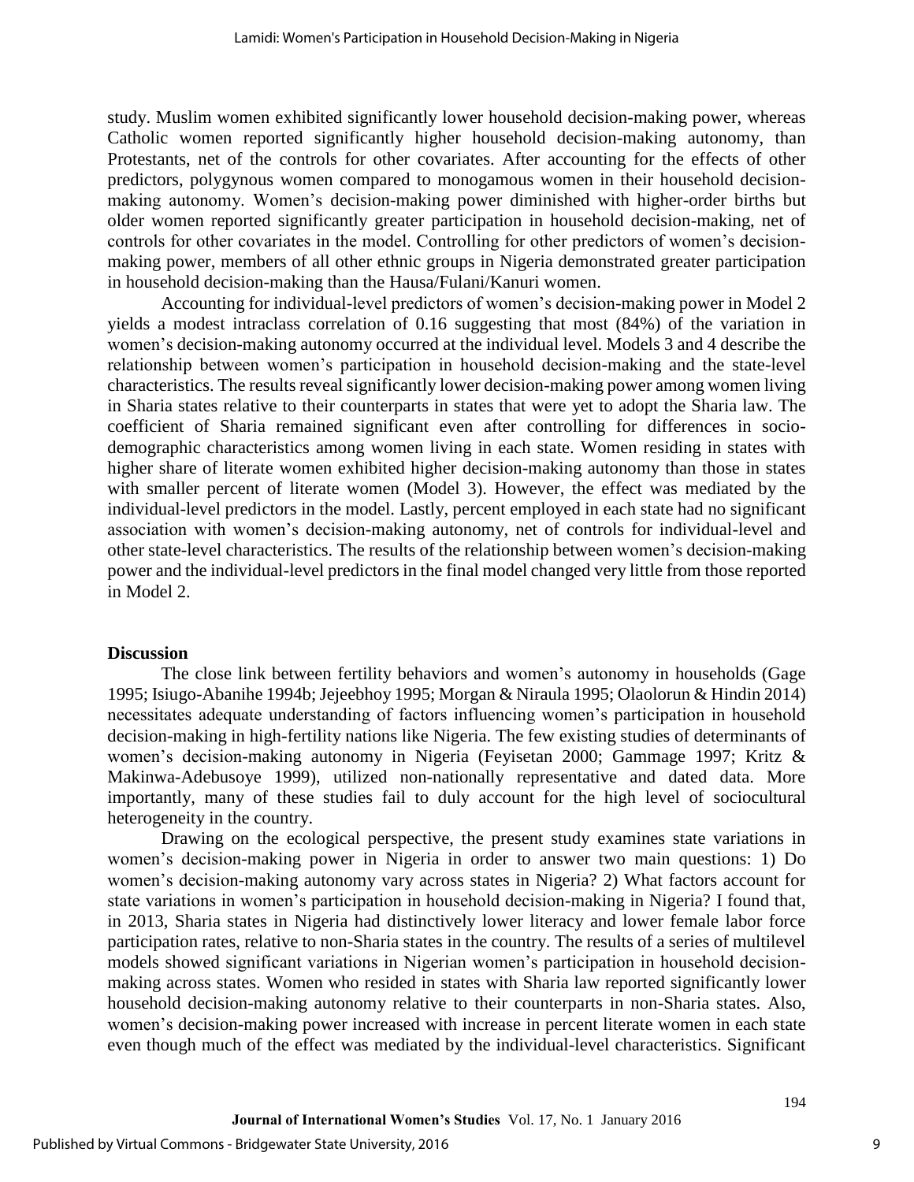study. Muslim women exhibited significantly lower household decision-making power, whereas Catholic women reported significantly higher household decision-making autonomy, than Protestants, net of the controls for other covariates. After accounting for the effects of other predictors, polygynous women compared to monogamous women in their household decision-making autonomy. Women's decision-making power diminished with higher-order births but older women reported significantly greater participation in household decision-making, net of controls for other covariates in the model. Controlling for other predictors of women's decision-making power, members of all other ethnic groups in Nigeria demonstrated greater participation in household decision-making than the Hausa/Fulani/Kanuri women.

Accounting for individual-level predictors of women's decision-making power in Model 2 yields a modest intraclass correlation of 0.16 suggesting that most (84%) of the variation in women's decision-making autonomy occurred at the individual level. Models 3 and 4 describe the relationship between women's participation in household decision-making and the state-level characteristics. The results reveal significantly lower decision-making power among women living in Sharia states relative to their counterparts in states that were yet to adopt the Sharia law. The coefficient of Sharia remained significant even after controlling for differences in socio-demographic characteristics among women living in each state. Women residing in states with higher share of literate women exhibited higher decision-making autonomy than those in states with smaller percent of literate women (Model 3). However, the effect was mediated by the individual-level predictors in the model. Lastly, percent employed in each state had no significant association with women's decision-making autonomy, net of controls for individual-level and other state-level characteristics. The results of the relationship between women's decision-making power and the individual-level predictors in the final model changed very little from those reported in Model 2.

## Discussion

The close link between fertility behaviors and women's autonomy in households (Gage 1995; Isiugo-Abanihe 1994b; Jejeebhoy 1995; Morgan & Niraula 1995; Olaolorun & Hindin 2014) necessitates adequate understanding of factors influencing women's participation in household decision-making in high-fertility nations like Nigeria. The few existing studies of determinants of women's decision-making autonomy in Nigeria (Feyisetan 2000; Gammage 1997; Kritz & Makinwa-Adebusoye 1999), utilized non-nationally representative and dated data. More importantly, many of these studies fail to duly account for the high level of sociocultural heterogeneity in the country.

Drawing on the ecological perspective, the present study examines state variations in women's decision-making power in Nigeria in order to answer two main questions: 1) Do women's decision-making autonomy vary across states in Nigeria? 2) What factors account for state variations in women's participation in household decision-making in Nigeria? I found that, in 2013, Sharia states in Nigeria had distinctively lower literacy and lower female labor force participation rates, relative to non-Sharia states in the country. The results of a series of multilevel models showed significant variations in Nigerian women's participation in household decision-making across states. Women who resided in states with Sharia law reported significantly lower household decision-making autonomy relative to their counterparts in non-Sharia states. Also, women's decision-making power increased with increase in percent literate women in each state even though much of the effect was mediated by the individual-level characteristics. Significant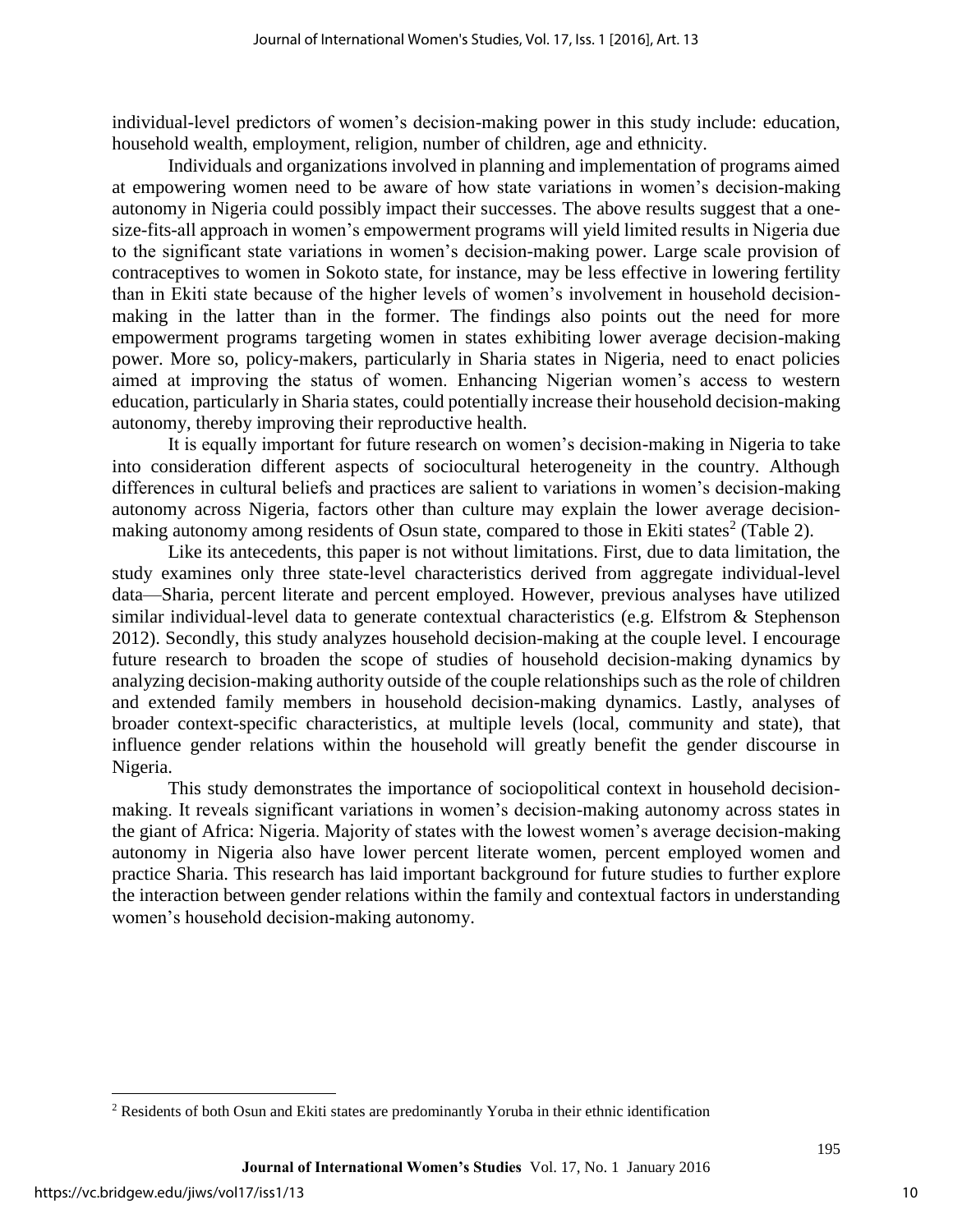individual-level predictors of women's decision-making power in this study include: education, household wealth, employment, religion, number of children, age and ethnicity.

Individuals and organizations involved in planning and implementation of programs aimed at empowering women need to be aware of how state variations in women's decision-making autonomy in Nigeria could possibly impact their successes. The above results suggest that a one-size-fits-all approach in women's empowerment programs will yield limited results in Nigeria due to the significant state variations in women's decision-making power. Large scale provision of contraceptives to women in Sokoto state, for instance, may be less effective in lowering fertility than in Ekiti state because of the higher levels of women's involvement in household decision-making in the latter than in the former. The findings also points out the need for more empowerment programs targeting women in states exhibiting lower average decision-making power. More so, policy-makers, particularly in Sharia states in Nigeria, need to enact policies aimed at improving the status of women. Enhancing Nigerian women's access to western education, particularly in Sharia states, could potentially increase their household decision-making autonomy, thereby improving their reproductive health.

It is equally important for future research on women's decision-making in Nigeria to take into consideration different aspects of sociocultural heterogeneity in the country. Although differences in cultural beliefs and practices are salient to variations in women's decision-making autonomy across Nigeria, factors other than culture may explain the lower average decision-making autonomy among residents of Osun state, compared to those in Ekiti states[2] (Table 2).

Like its antecedents, this paper is not without limitations. First, due to data limitation, the study examines only three state-level characteristics derived from aggregate individual-level data—Sharia, percent literate and percent employed. However, previous analyses have utilized similar individual-level data to generate contextual characteristics (e.g. Elfstrom & Stephenson 2012). Secondly, this study analyzes household decision-making at the couple level. I encourage future research to broaden the scope of studies of household decision-making dynamics by analyzing decision-making authority outside of the couple relationships such as the role of children and extended family members in household decision-making dynamics. Lastly, analyses of broader context-specific characteristics, at multiple levels (local, community and state), that influence gender relations within the household will greatly benefit the gender discourse in Nigeria.

This study demonstrates the importance of sociopolitical context in household decision-making. It reveals significant variations in women's decision-making autonomy across states in the giant of Africa: Nigeria. Majority of states with the lowest women's average decision-making autonomy in Nigeria also have lower percent literate women, percent employed women and practice Sharia. This research has laid important background for future studies to further explore the interaction between gender relations within the family and contextual factors in understanding women's household decision-making autonomy.

[2] Residents of both Osun and Ekiti states are predominantly Yoruba in their ethnic identification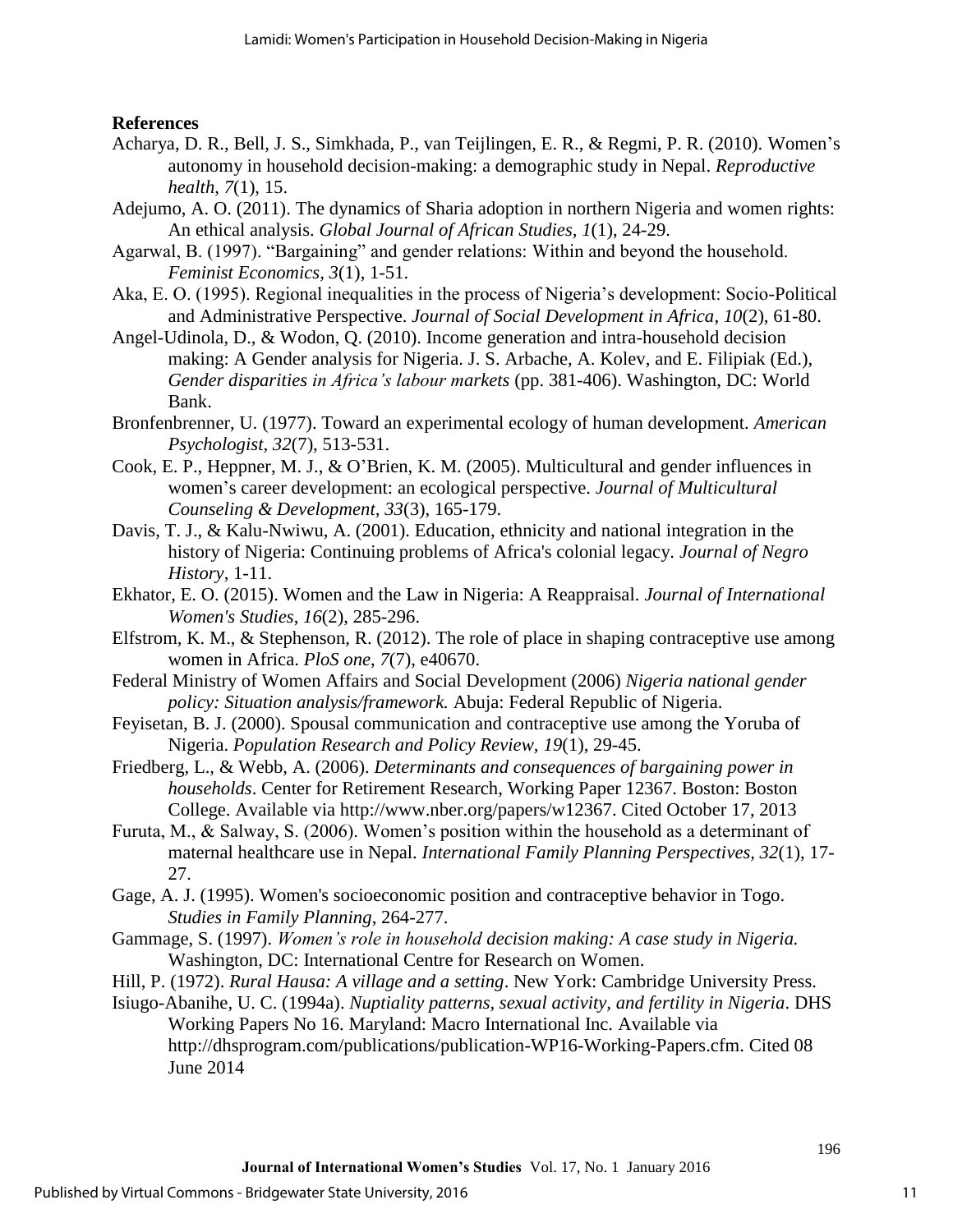**References**

Acharya, D. R., Bell, J. S., Simkhada, P., van Teijlingen, E. R., & Regmi, P. R. (2010). Women's autonomy in household decision-making: a demographic study in Nepal. *Reproductive health*, *7*(1), 15.

Adejumo, A. O. (2011). The dynamics of Sharia adoption in northern Nigeria and women rights: An ethical analysis. *Global Journal of African Studies*, *1*(1), 24-29.

Agarwal, B. (1997). "Bargaining" and gender relations: Within and beyond the household. *Feminist Economics*, *3*(1), 1-51.

Aka, E. O. (1995). Regional inequalities in the process of Nigeria's development: Socio-Political and Administrative Perspective. *Journal of Social Development in Africa*, *10*(2), 61-80.

Angel-Udinola, D., & Wodon, Q. (2010). Income generation and intra-household decision making: A Gender analysis for Nigeria. J. S. Arbache, A. Kolev, and E. Filipiak (Ed.), *Gender disparities in Africa's labour markets* (pp. 381-406). Washington, DC: World Bank.

Bronfenbrenner, U. (1977). Toward an experimental ecology of human development. *American Psychologist*, *32*(7), 513-531.

Cook, E. P., Heppner, M. J., & O'Brien, K. M. (2005). Multicultural and gender influences in women's career development: an ecological perspective. *Journal of Multicultural Counseling & Development*, *33*(3), 165-179.

Davis, T. J., & Kalu-Nwiwu, A. (2001). Education, ethnicity and national integration in the history of Nigeria: Continuing problems of Africa's colonial legacy. *Journal of Negro History*, 1-11.

Ekhator, E. O. (2015). Women and the Law in Nigeria: A Reappraisal. *Journal of International Women's Studies*, *16*(2), 285-296.

Elfstrom, K. M., & Stephenson, R. (2012). The role of place in shaping contraceptive use among women in Africa. *PloS one*, *7*(7), e40670.

Federal Ministry of Women Affairs and Social Development (2006) *Nigeria national gender policy: Situation analysis/framework.* Abuja: Federal Republic of Nigeria.

Feyisetan, B. J. (2000). Spousal communication and contraceptive use among the Yoruba of Nigeria. *Population Research and Policy Review, 19*(1), 29-45.

Friedberg, L., & Webb, A. (2006). *Determinants and consequences of bargaining power in households*. Center for Retirement Research, Working Paper 12367. Boston: Boston College. Available via http://www.nber.org/papers/w12367. Cited October 17, 2013

Furuta, M., & Salway, S. (2006). Women's position within the household as a determinant of maternal healthcare use in Nepal. *International Family Planning Perspectives*, *32*(1), 17-27.

Gage, A. J. (1995). Women's socioeconomic position and contraceptive behavior in Togo. *Studies in Family Planning*, 264-277.

Gammage, S. (1997). *Women's role in household decision making: A case study in Nigeria.* Washington, DC: International Centre for Research on Women.

Hill, P. (1972). *Rural Hausa: A village and a setting*. New York: Cambridge University Press.

Isiugo-Abanihe, U. C. (1994a). *Nuptiality patterns, sexual activity, and fertility in Nigeria*. DHS Working Papers No 16. Maryland: Macro International Inc. Available via http://dhsprogram.com/publications/publication-WP16-Working-Papers.cfm. Cited 08 June 2014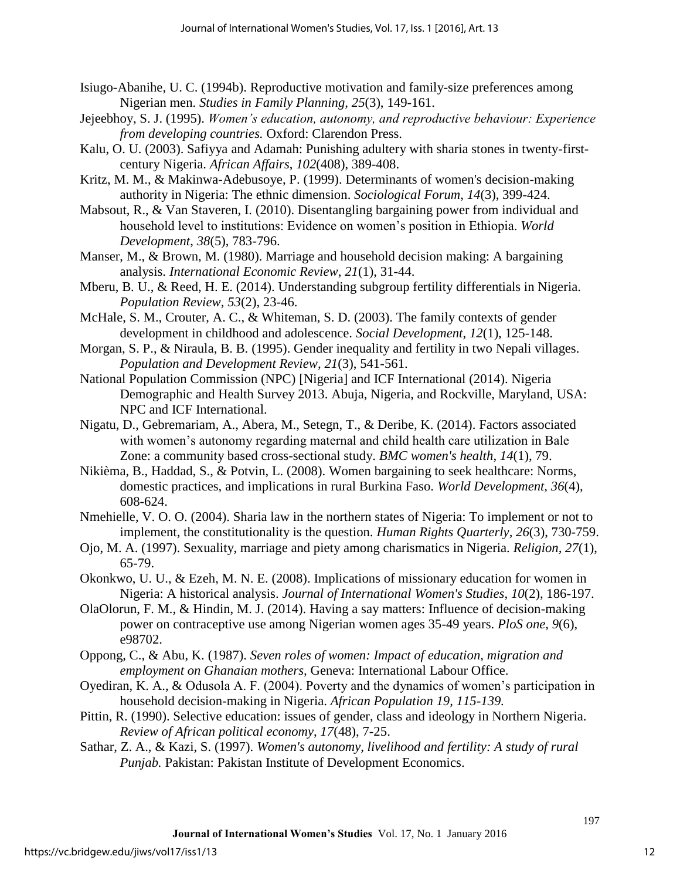Isiugo-Abanihe, U. C. (1994b). Reproductive motivation and family-size preferences among Nigerian men. *Studies in Family Planning, 25*(3), 149-161.

Jejeebhoy, S. J. (1995). *Women's education, autonomy, and reproductive behaviour: Experience from developing countries.* Oxford: Clarendon Press.

Kalu, O. U. (2003). Safiyya and Adamah: Punishing adultery with sharia stones in twenty-first-century Nigeria. *African Affairs*, *102*(408), 389-408.

Kritz, M. M., & Makinwa-Adebusoye, P. (1999). Determinants of women's decision-making authority in Nigeria: The ethnic dimension. *Sociological Forum*, *14*(3), 399-424.

Mabsout, R., & Van Staveren, I. (2010). Disentangling bargaining power from individual and household level to institutions: Evidence on women's position in Ethiopia. *World Development*, *38*(5), 783-796.

Manser, M., & Brown, M. (1980). Marriage and household decision making: A bargaining analysis. *International Economic Review*, *21*(1), 31-44.

Mberu, B. U., & Reed, H. E. (2014). Understanding subgroup fertility differentials in Nigeria. *Population Review*, *53*(2), 23-46.

McHale, S. M., Crouter, A. C., & Whiteman, S. D. (2003). The family contexts of gender development in childhood and adolescence. *Social Development*, *12*(1), 125-148.

Morgan, S. P., & Niraula, B. B. (1995). Gender inequality and fertility in two Nepali villages. *Population and Development Review*, *21*(3), 541-561.

National Population Commission (NPC) [Nigeria] and ICF International (2014). Nigeria Demographic and Health Survey 2013. Abuja, Nigeria, and Rockville, Maryland, USA: NPC and ICF International.

Nigatu, D., Gebremariam, A., Abera, M., Setegn, T., & Deribe, K. (2014). Factors associated with women's autonomy regarding maternal and child health care utilization in Bale Zone: a community based cross-sectional study. *BMC women's health*, *14*(1), 79.

Nikièma, B., Haddad, S., & Potvin, L. (2008). Women bargaining to seek healthcare: Norms, domestic practices, and implications in rural Burkina Faso. *World Development, 36*(4), 608-624.

Nmehielle, V. O. O. (2004). Sharia law in the northern states of Nigeria: To implement or not to implement, the constitutionality is the question. *Human Rights Quarterly*, *26*(3), 730-759.

Ojo, M. A. (1997). Sexuality, marriage and piety among charismatics in Nigeria. *Religion*, *27*(1), 65-79.

Okonkwo, U. U., & Ezeh, M. N. E. (2008). Implications of missionary education for women in Nigeria: A historical analysis. *Journal of International Women's Studies*, *10*(2), 186-197.

OlaOlorun, F. M., & Hindin, M. J. (2014). Having a say matters: Influence of decision-making power on contraceptive use among Nigerian women ages 35-49 years. *PloS one*, *9*(6), e98702.

Oppong, C., & Abu, K. (1987). *Seven roles of women: Impact of education, migration and employment on Ghanaian mothers,* Geneva: International Labour Office.

Oyediran, K. A., & Odusola A. F. (2004). Poverty and the dynamics of women's participation in household decision-making in Nigeria. *African Population 19, 115-139.*

Pittin, R. (1990). Selective education: issues of gender, class and ideology in Northern Nigeria. *Review of African political economy*, *17*(48), 7-25.

Sathar, Z. A., & Kazi, S. (1997). *Women's autonomy, livelihood and fertility: A study of rural Punjab.* Pakistan: Pakistan Institute of Development Economics.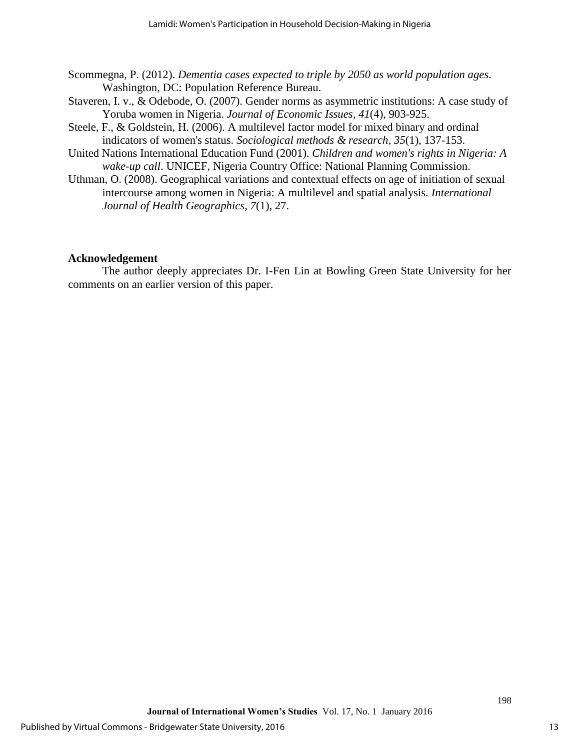Scommegna, P. (2012). *Dementia cases expected to triple by 2050 as world population ages*. Washington, DC: Population Reference Bureau.

Staveren, I. v., & Odebode, O. (2007). Gender norms as asymmetric institutions: A case study of Yoruba women in Nigeria. *Journal of Economic Issues*, *41*(4), 903-925.

Steele, F., & Goldstein, H. (2006). A multilevel factor model for mixed binary and ordinal indicators of women's status. *Sociological methods & research*, *35*(1), 137-153.

United Nations International Education Fund (2001). *Children and women's rights in Nigeria: A wake-up call*. UNICEF, Nigeria Country Office: National Planning Commission.

Uthman, O. (2008). Geographical variations and contextual effects on age of initiation of sexual intercourse among women in Nigeria: A multilevel and spatial analysis. *International Journal of Health Geographics*, *7*(1), 27.

## Acknowledgement

The author deeply appreciates Dr. I-Fen Lin at Bowling Green State University for her comments on an earlier version of this paper.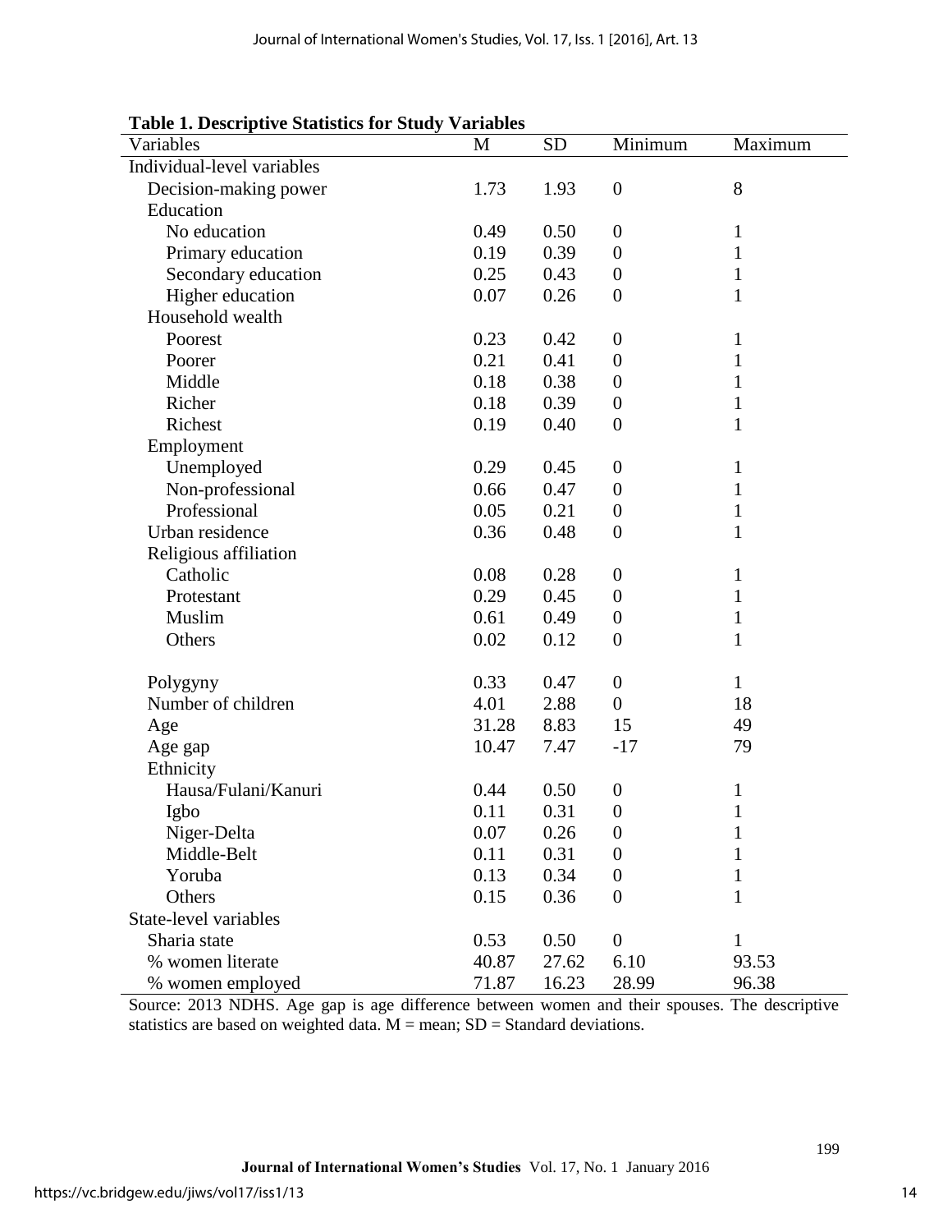**Table 1. Descriptive Statistics for Study Variables**

| Variables | M | SD | Minimum | Maximum |
|---|---|---|---|---|
| Individual-level variables | | | | |
| Decision-making power | 1.73 | 1.93 | 0 | 8 |
| Education | | | | |
| No education | 0.49 | 0.50 | 0 | 1 |
| Primary education | 0.19 | 0.39 | 0 | 1 |
| Secondary education | 0.25 | 0.43 | 0 | 1 |
| Higher education | 0.07 | 0.26 | 0 | 1 |
| Household wealth | | | | |
| Poorest | 0.23 | 0.42 | 0 | 1 |
| Poorer | 0.21 | 0.41 | 0 | 1 |
| Middle | 0.18 | 0.38 | 0 | 1 |
| Richer | 0.18 | 0.39 | 0 | 1 |
| Richest | 0.19 | 0.40 | 0 | 1 |
| Employment | | | | |
| Unemployed | 0.29 | 0.45 | 0 | 1 |
| Non-professional | 0.66 | 0.47 | 0 | 1 |
| Professional | 0.05 | 0.21 | 0 | 1 |
| Urban residence | 0.36 | 0.48 | 0 | 1 |
| Religious affiliation | | | | |
| Catholic | 0.08 | 0.28 | 0 | 1 |
| Protestant | 0.29 | 0.45 | 0 | 1 |
| Muslim | 0.61 | 0.49 | 0 | 1 |
| Others | 0.02 | 0.12 | 0 | 1 |
| Polygyny | 0.33 | 0.47 | 0 | 1 |
| Number of children | 4.01 | 2.88 | 0 | 18 |
| Age | 31.28 | 8.83 | 15 | 49 |
| Age gap | 10.47 | 7.47 | -17 | 79 |
| Ethnicity | | | | |
| Hausa/Fulani/Kanuri | 0.44 | 0.50 | 0 | 1 |
| Igbo | 0.11 | 0.31 | 0 | 1 |
| Niger-Delta | 0.07 | 0.26 | 0 | 1 |
| Middle-Belt | 0.11 | 0.31 | 0 | 1 |
| Yoruba | 0.13 | 0.34 | 0 | 1 |
| Others | 0.15 | 0.36 | 0 | 1 |
| State-level variables | | | | |
| Sharia state | 0.53 | 0.50 | 0 | 1 |
| % women literate | 40.87 | 27.62 | 6.10 | 93.53 |
| % women employed | 71.87 | 16.23 | 28.99 | 96.38 |

Source: 2013 NDHS. Age gap is age difference between women and their spouses. The descriptive statistics are based on weighted data. M = mean; SD = Standard deviations.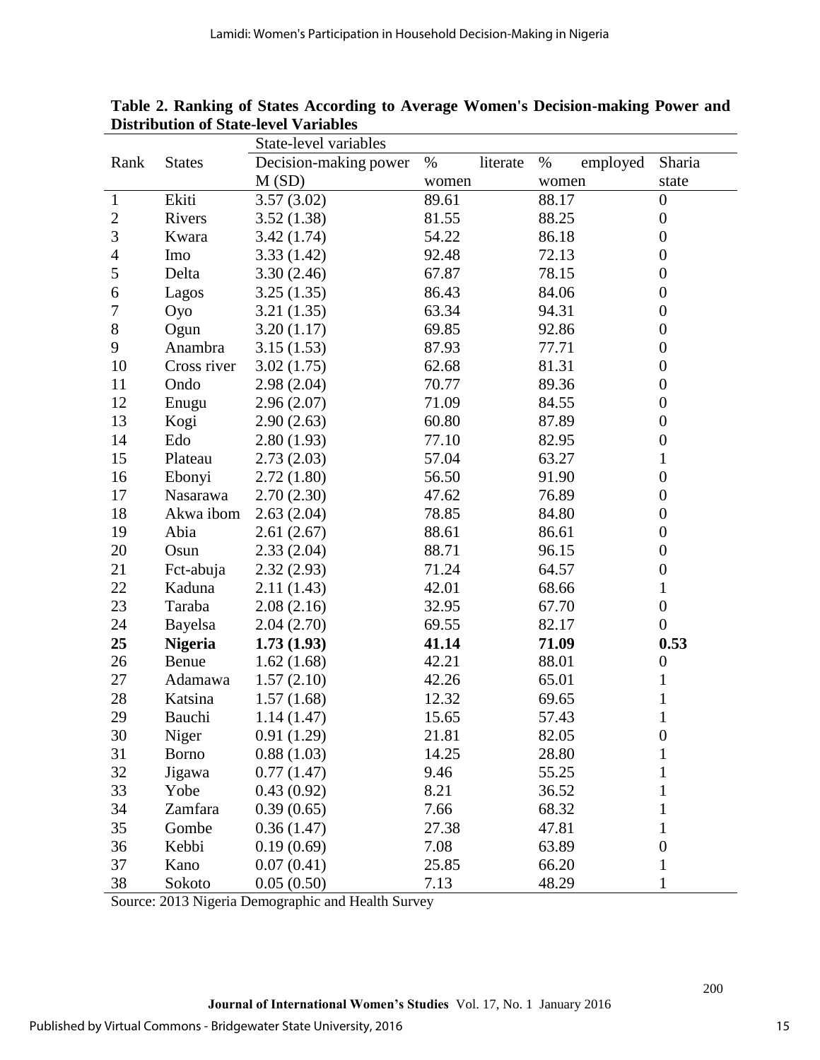**Table 2. Ranking of States According to Average Women's Decision-making Power and Distribution of State-level Variables**

| Rank | States | State-level variables | | | |
|---|---|---|---|---|---|
| | | Decision-making power M (SD) | % literate women | % employed women | Sharia state |
| 1 | Ekiti | 3.57 (3.02) | 89.61 | 88.17 | 0 |
| 2 | Rivers | 3.52 (1.38) | 81.55 | 88.25 | 0 |
| 3 | Kwara | 3.42 (1.74) | 54.22 | 86.18 | 0 |
| 4 | Imo | 3.33 (1.42) | 92.48 | 72.13 | 0 |
| 5 | Delta | 3.30 (2.46) | 67.87 | 78.15 | 0 |
| 6 | Lagos | 3.25 (1.35) | 86.43 | 84.06 | 0 |
| 7 | Oyo | 3.21 (1.35) | 63.34 | 94.31 | 0 |
| 8 | Ogun | 3.20 (1.17) | 69.85 | 92.86 | 0 |
| 9 | Anambra | 3.15 (1.53) | 87.93 | 77.71 | 0 |
| 10 | Cross river | 3.02 (1.75) | 62.68 | 81.31 | 0 |
| 11 | Ondo | 2.98 (2.04) | 70.77 | 89.36 | 0 |
| 12 | Enugu | 2.96 (2.07) | 71.09 | 84.55 | 0 |
| 13 | Kogi | 2.90 (2.63) | 60.80 | 87.89 | 0 |
| 14 | Edo | 2.80 (1.93) | 77.10 | 82.95 | 0 |
| 15 | Plateau | 2.73 (2.03) | 57.04 | 63.27 | 1 |
| 16 | Ebonyi | 2.72 (1.80) | 56.50 | 91.90 | 0 |
| 17 | Nasarawa | 2.70 (2.30) | 47.62 | 76.89 | 0 |
| 18 | Akwa ibom | 2.63 (2.04) | 78.85 | 84.80 | 0 |
| 19 | Abia | 2.61 (2.67) | 88.61 | 86.61 | 0 |
| 20 | Osun | 2.33 (2.04) | 88.71 | 96.15 | 0 |
| 21 | Fct-abuja | 2.32 (2.93) | 71.24 | 64.57 | 0 |
| 22 | Kaduna | 2.11 (1.43) | 42.01 | 68.66 | 1 |
| 23 | Taraba | 2.08 (2.16) | 32.95 | 67.70 | 0 |
| 24 | Bayelsa | 2.04 (2.70) | 69.55 | 82.17 | 0 |
| **25** | **Nigeria** | **1.73 (1.93)** | **41.14** | **71.09** | **0.53** |
| 26 | Benue | 1.62 (1.68) | 42.21 | 88.01 | 0 |
| 27 | Adamawa | 1.57 (2.10) | 42.26 | 65.01 | 1 |
| 28 | Katsina | 1.57 (1.68) | 12.32 | 69.65 | 1 |
| 29 | Bauchi | 1.14 (1.47) | 15.65 | 57.43 | 1 |
| 30 | Niger | 0.91 (1.29) | 21.81 | 82.05 | 0 |
| 31 | Borno | 0.88 (1.03) | 14.25 | 28.80 | 1 |
| 32 | Jigawa | 0.77 (1.47) | 9.46 | 55.25 | 1 |
| 33 | Yobe | 0.43 (0.92) | 8.21 | 36.52 | 1 |
| 34 | Zamfara | 0.39 (0.65) | 7.66 | 68.32 | 1 |
| 35 | Gombe | 0.36 (1.47) | 27.38 | 47.81 | 1 |
| 36 | Kebbi | 0.19 (0.69) | 7.08 | 63.89 | 0 |
| 37 | Kano | 0.07 (0.41) | 25.85 | 66.20 | 1 |
| 38 | Sokoto | 0.05 (0.50) | 7.13 | 48.29 | 1 |

Source: 2013 Nigeria Demographic and Health Survey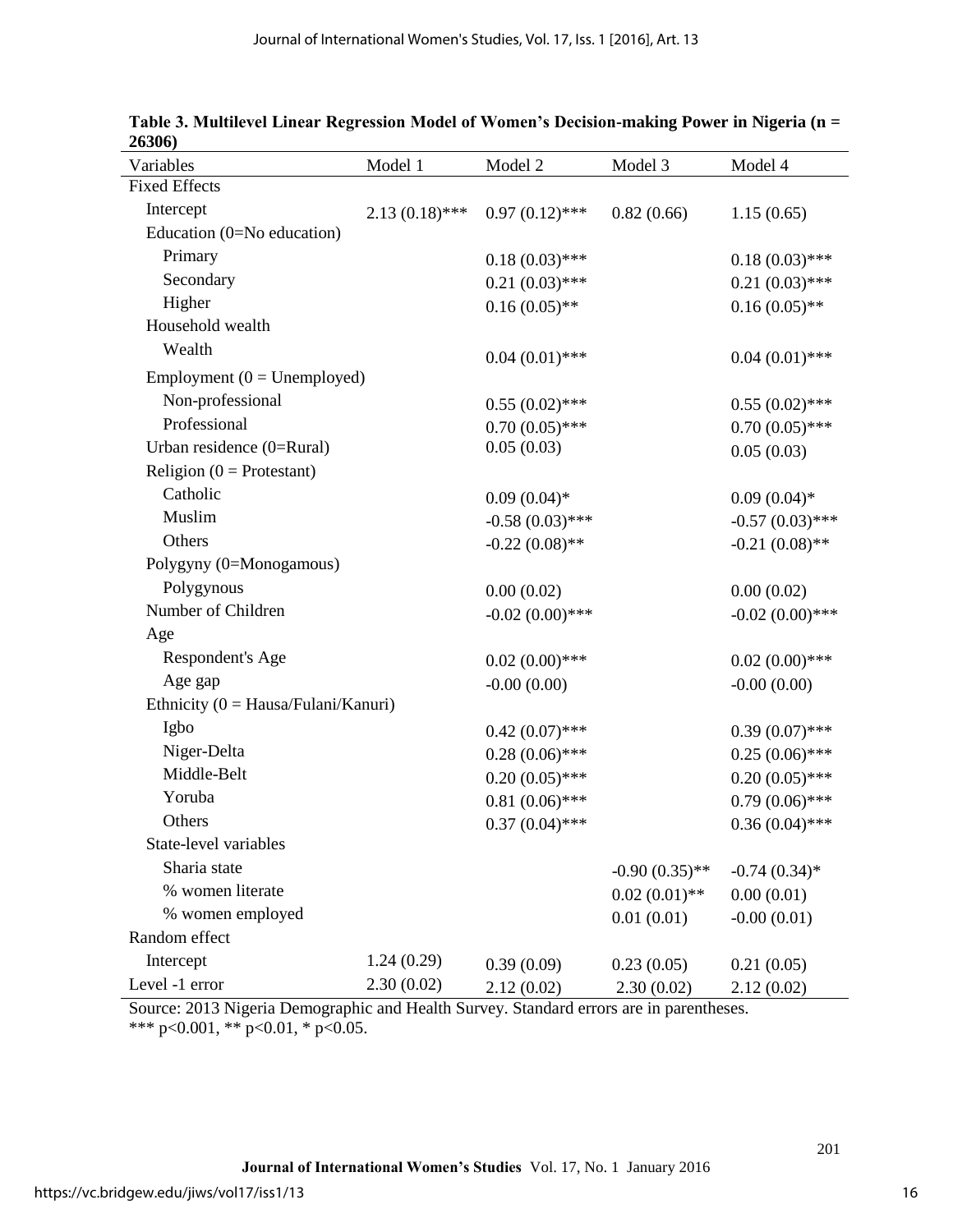**Table 3. Multilevel Linear Regression Model of Women's Decision-making Power in Nigeria (n = 26306)**

| Variables | Model 1 | Model 2 | Model 3 | Model 4 |
|---|---|---|---|---|
| Fixed Effects | | | | |
| Intercept | 2.13 (0.18)*** | 0.97 (0.12)*** | 0.82 (0.66) | 1.15 (0.65) |
| Education (0=No education) | | | | |
| Primary | | 0.18 (0.03)*** | | 0.18 (0.03)*** |
| Secondary | | 0.21 (0.03)*** | | 0.21 (0.03)*** |
| Higher | | 0.16 (0.05)** | | 0.16 (0.05)** |
| Household wealth | | | | |
| Wealth | | 0.04 (0.01)*** | | 0.04 (0.01)*** |
| Employment (0 = Unemployed) | | | | |
| Non-professional | | 0.55 (0.02)*** | | 0.55 (0.02)*** |
| Professional | | 0.70 (0.05)*** | | 0.70 (0.05)*** |
| Urban residence (0=Rural) | | 0.05 (0.03) | | 0.05 (0.03) |
| Religion (0 = Protestant) | | | | |
| Catholic | | 0.09 (0.04)* | | 0.09 (0.04)* |
| Muslim | | -0.58 (0.03)*** | | -0.57 (0.03)*** |
| Others | | -0.22 (0.08)** | | -0.21 (0.08)** |
| Polygyny (0=Monogamous) | | | | |
| Polygynous | | 0.00 (0.02) | | 0.00 (0.02) |
| Number of Children | | -0.02 (0.00)*** | | -0.02 (0.00)*** |
| Age | | | | |
| Respondent's Age | | 0.02 (0.00)*** | | 0.02 (0.00)*** |
| Age gap | | -0.00 (0.00) | | -0.00 (0.00) |
| Ethnicity (0 = Hausa/Fulani/Kanuri) | | | | |
| Igbo | | 0.42 (0.07)*** | | 0.39 (0.07)*** |
| Niger-Delta | | 0.28 (0.06)*** | | 0.25 (0.06)*** |
| Middle-Belt | | 0.20 (0.05)*** | | 0.20 (0.05)*** |
| Yoruba | | 0.81 (0.06)*** | | 0.79 (0.06)*** |
| Others | | 0.37 (0.04)*** | | 0.36 (0.04)*** |
| State-level variables | | | | |
| Sharia state | | | -0.90 (0.35)** | -0.74 (0.34)* |
| % women literate | | | 0.02 (0.01)** | 0.00 (0.01) |
| % women employed | | | 0.01 (0.01) | -0.00 (0.01) |
| Random effect | | | | |
| Intercept | 1.24 (0.29) | 0.39 (0.09) | 0.23 (0.05) | 0.21 (0.05) |
| Level -1 error | 2.30 (0.02) | 2.12 (0.02) | 2.30 (0.02) | 2.12 (0.02) |

Source: 2013 Nigeria Demographic and Health Survey. Standard errors are in parentheses.
*** $p<0.001$, ** $p<0.01$, * $p<0.05$.